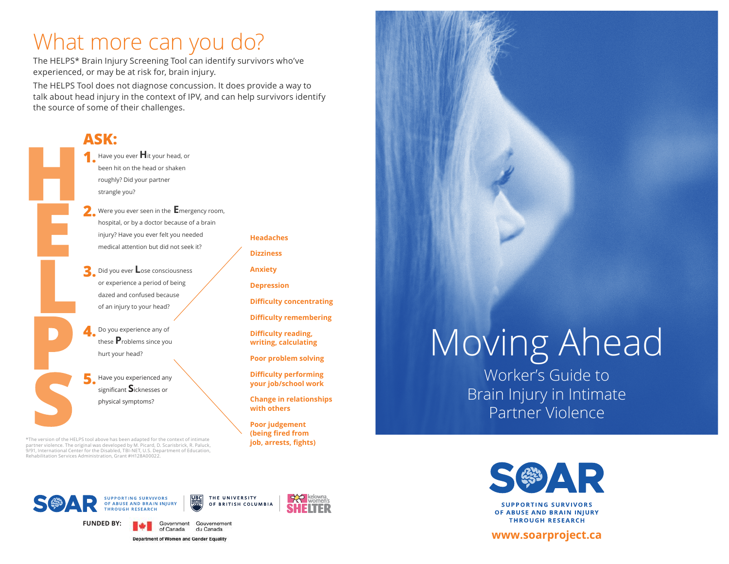# What more can you do?

The HELPS* Brain Injury Screening Tool can identify survivors who've experienced, or may be at risk for, brain injury.

The HELPS Tool does not diagnose concussion. It does provide a way to talk about head injury in the context of IPV, and can help survivors identify the source of some of their challenges.

## ASK:

1. Have you ever **H**it your head, or been hit on the head or shaken roughly? Did your partner strangle you?
2. Were you ever seen in the **E**mergency room, hospital, or by a doctor because of a brain injury? Have you ever felt you needed medical attention but did not seek it?
3. Did you ever **L**ose consciousness or experience a period of being dazed and confused because of an injury to your head?
4. Do you experience any of these **P**roblems since you hurt your head?
5. Have you experienced any significant **S**icknesses or physical symptoms?

**Headaches**

**Dizziness**

**Anxiety**

**Depression**

**Difficulty concentrating**

**Difficulty remembering**

**Difficulty reading, writing, calculating**

**Poor problem solving**

**Difficulty performing your job/school work**

**Change in relationships with others**

**Poor judgement (being fired from job, arrests, fights)**

*The version of the HELPS tool above has been adapted for the context of intimate partner violence. The original was developed by M. Picard, D. Scarisbrick, R. Paluck, 9/91, International Center for the Disabled, TBI-NET, U.S. Department of Education, Rehabilitation Services Administration, Grant #H128A00022.

SOAR SUPPORTING SURVIVORS OF ABUSE AND BRAIN INJURY THROUGH RESEARCH

THE UNIVERSITY OF BRITISH COLUMBIA

kelowna women's SHELTER

FUNDED BY: Government of Canada / Gouvernement du Canada

Department of Women and Gender Equality

# Moving Ahead

## Worker's Guide to Brain Injury in Intimate Partner Violence

SOAR

SUPPORTING SURVIVORS OF ABUSE AND BRAIN INJURY THROUGH RESEARCH

**www.soarproject.ca**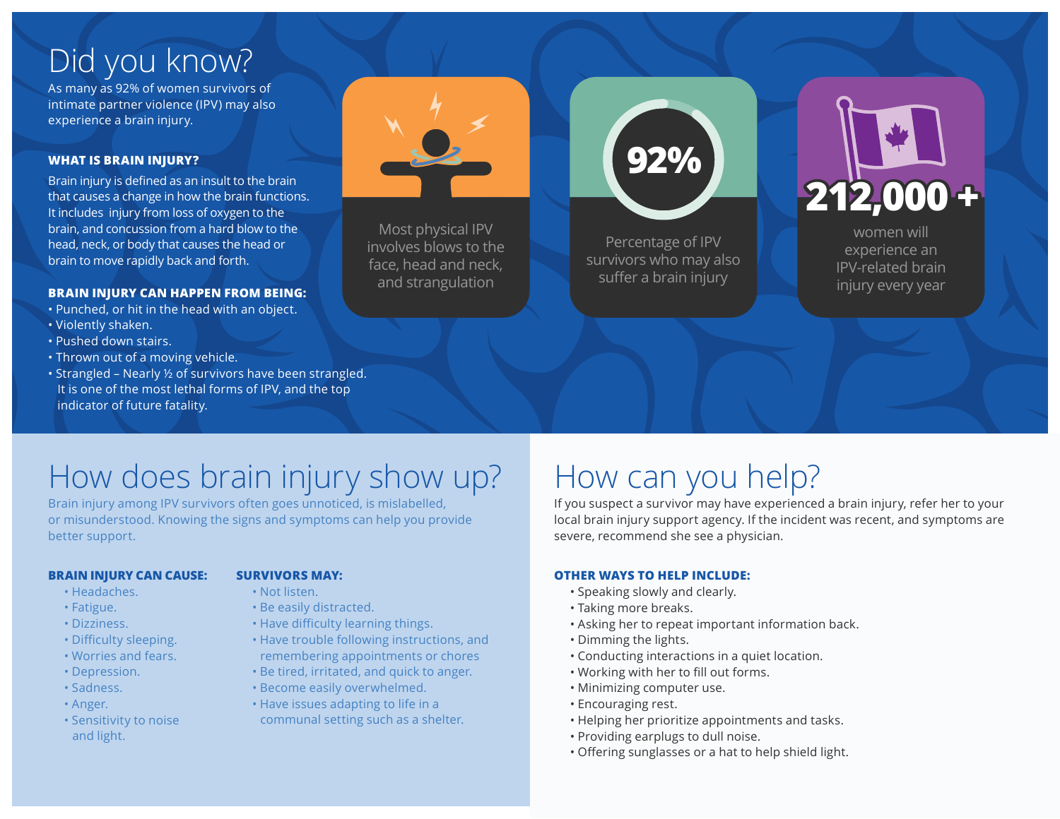# Did you know?

As many as 92% of women survivors of intimate partner violence (IPV) may also experience a brain injury.

**WHAT IS BRAIN INJURY?**

Brain injury is defined as an insult to the brain that causes a change in how the brain functions. It includes injury from loss of oxygen to the brain, and concussion from a hard blow to the head, neck, or body that causes the head or brain to move rapidly back and forth.

**BRAIN INJURY CAN HAPPEN FROM BEING:**

- Punched, or hit in the head with an object.
- Violently shaken.
- Pushed down stairs.
- Thrown out of a moving vehicle.
- Strangled – Nearly ½ of survivors have been strangled. It is one of the most lethal forms of IPV, and the top indicator of future fatality.

Most physical IPV involves blows to the face, head and neck, and strangulation

**92%**

Percentage of IPV survivors who may also suffer a brain injury

**212,000 +**

women will experience an IPV-related brain injury every year

# How does brain injury show up?

Brain injury among IPV survivors often goes unnoticed, is mislabelled, or misunderstood. Knowing the signs and symptoms can help you provide better support.

**BRAIN INJURY CAN CAUSE:**

- Headaches.
- Fatigue.
- Dizziness.
- Difficulty sleeping.
- Worries and fears.
- Depression.
- Sadness.
- Anger.
- Sensitivity to noise and light.

**SURVIVORS MAY:**

- Not listen.
- Be easily distracted.
- Have difficulty learning things.
- Have trouble following instructions, and remembering appointments or chores
- Be tired, irritated, and quick to anger.
- Become easily overwhelmed.
- Have issues adapting to life in a communal setting such as a shelter.

# How can you help?

If you suspect a survivor may have experienced a brain injury, refer her to your local brain injury support agency. If the incident was recent, and symptoms are severe, recommend she see a physician.

**OTHER WAYS TO HELP INCLUDE:**

- Speaking slowly and clearly.
- Taking more breaks.
- Asking her to repeat important information back.
- Dimming the lights.
- Conducting interactions in a quiet location.
- Working with her to fill out forms.
- Minimizing computer use.
- Encouraging rest.
- Helping her prioritize appointments and tasks.
- Providing earplugs to dull noise.
- Offering sunglasses or a hat to help shield light.